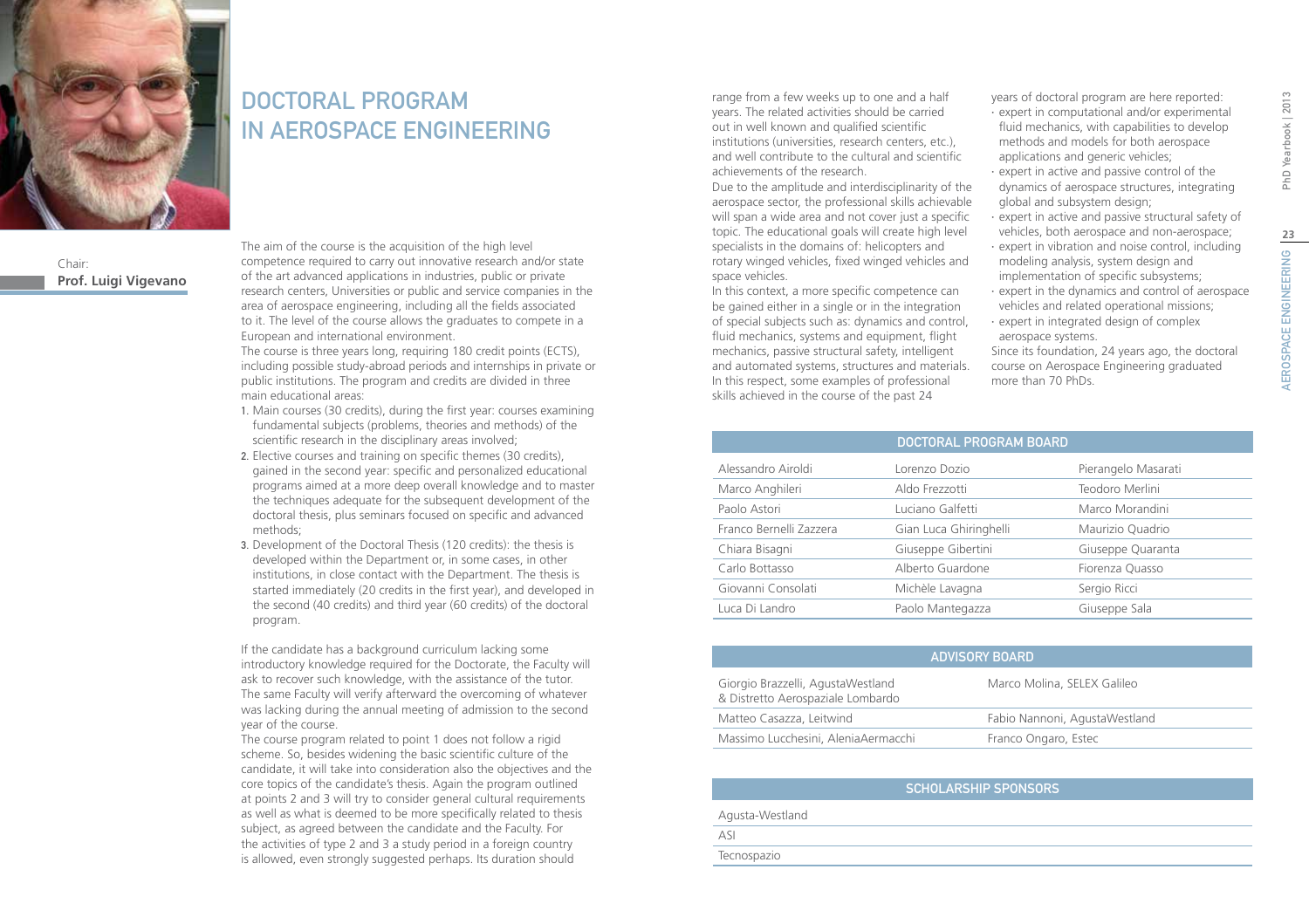# DOCTORAL PROGRAM IN AEROSPACE ENGINEERING

Chair:
**Prof. Luigi Vigevano**

The aim of the course is the acquisition of the high level competence required to carry out innovative research and/or state of the art advanced applications in industries, public or private research centers, Universities or public and service companies in the area of aerospace engineering, including all the fields associated to it. The level of the course allows the graduates to compete in a European and international environment.
The course is three years long, requiring 180 credit points (ECTS), including possible study-abroad periods and internships in private or public institutions. The program and credits are divided in three main educational areas:

1. Main courses (30 credits), during the first year: courses examining fundamental subjects (problems, theories and methods) of the scientific research in the disciplinary areas involved;
2. Elective courses and training on specific themes (30 credits), gained in the second year: specific and personalized educational programs aimed at a more deep overall knowledge and to master the techniques adequate for the subsequent development of the doctoral thesis, plus seminars focused on specific and advanced methods;
3. Development of the Doctoral Thesis (120 credits): the thesis is developed within the Department or, in some cases, in other institutions, in close contact with the Department. The thesis is started immediately (20 credits in the first year), and developed in the second (40 credits) and third year (60 credits) of the doctoral program.

If the candidate has a background curriculum lacking some introductory knowledge required for the Doctorate, the Faculty will ask to recover such knowledge, with the assistance of the tutor. The same Faculty will verify afterward the overcoming of whatever was lacking during the annual meeting of admission to the second year of the course.
The course program related to point 1 does not follow a rigid scheme. So, besides widening the basic scientific culture of the candidate, it will take into consideration also the objectives and the core topics of the candidate's thesis. Again the program outlined at points 2 and 3 will try to consider general cultural requirements as well as what is deemed to be more specifically related to thesis subject, as agreed between the candidate and the Faculty. For the activities of type 2 and 3 a study period in a foreign country is allowed, even strongly suggested perhaps. Its duration should range from a few weeks up to one and a half years. The related activities should be carried out in well known and qualified scientific institutions (universities, research centers, etc.), and well contribute to the cultural and scientific achievements of the research.
Due to the amplitude and interdisciplinarity of the aerospace sector, the professional skills achievable will span a wide area and not cover just a specific topic. The educational goals will create high level specialists in the domains of: helicopters and rotary winged vehicles, fixed winged vehicles and space vehicles.
In this context, a more specific competence can be gained either in a single or in the integration of special subjects such as: dynamics and control, fluid mechanics, systems and equipment, flight mechanics, passive structural safety, intelligent and automated systems, structures and materials.
In this respect, some examples of professional skills achieved in the course of the past 24 years of doctoral program are here reported:

- expert in computational and/or experimental fluid mechanics, with capabilities to develop methods and models for both aerospace applications and generic vehicles;
- expert in active and passive control of the dynamics of aerospace structures, integrating global and subsystem design;
- expert in active and passive structural safety of vehicles, both aerospace and non-aerospace;
- expert in vibration and noise control, including modeling analysis, system design and implementation of specific subsystems;
- expert in the dynamics and control of aerospace vehicles and related operational missions;
- expert in integrated design of complex aerospace systems.

Since its foundation, 24 years ago, the doctoral course on Aerospace Engineering graduated more than 70 PhDs.

| DOCTORAL PROGRAM BOARD | | |
|---|---|---|
| Alessandro Airoldi | Lorenzo Dozio | Pierangelo Masarati |
| Marco Anghileri | Aldo Frezzotti | Teodoro Merlini |
| Paolo Astori | Luciano Galfetti | Marco Morandini |
| Franco Bernelli Zazzera | Gian Luca Ghiringhelli | Maurizio Quadrio |
| Chiara Bisagni | Giuseppe Gibertini | Giuseppe Quaranta |
| Carlo Bottasso | Alberto Guardone | Fiorenza Quasso |
| Giovanni Consolati | Michèle Lavagna | Sergio Ricci |
| Luca Di Landro | Paolo Mantegazza | Giuseppe Sala |

| ADVISORY BOARD | |
|---|---|
| Giorgio Brazzelli, AgustaWestland & Distretto Aerospaziale Lombardo | Marco Molina, SELEX Galileo |
| Matteo Casazza, Leitwind | Fabio Nannoni, AgustaWestland |
| Massimo Lucchesini, AleniaAermacchi | Franco Ongaro, Estec |

| SCHOLARSHIP SPONSORS |
|---|
| Agusta-Westland |
| ASI |
| Tecnospazio |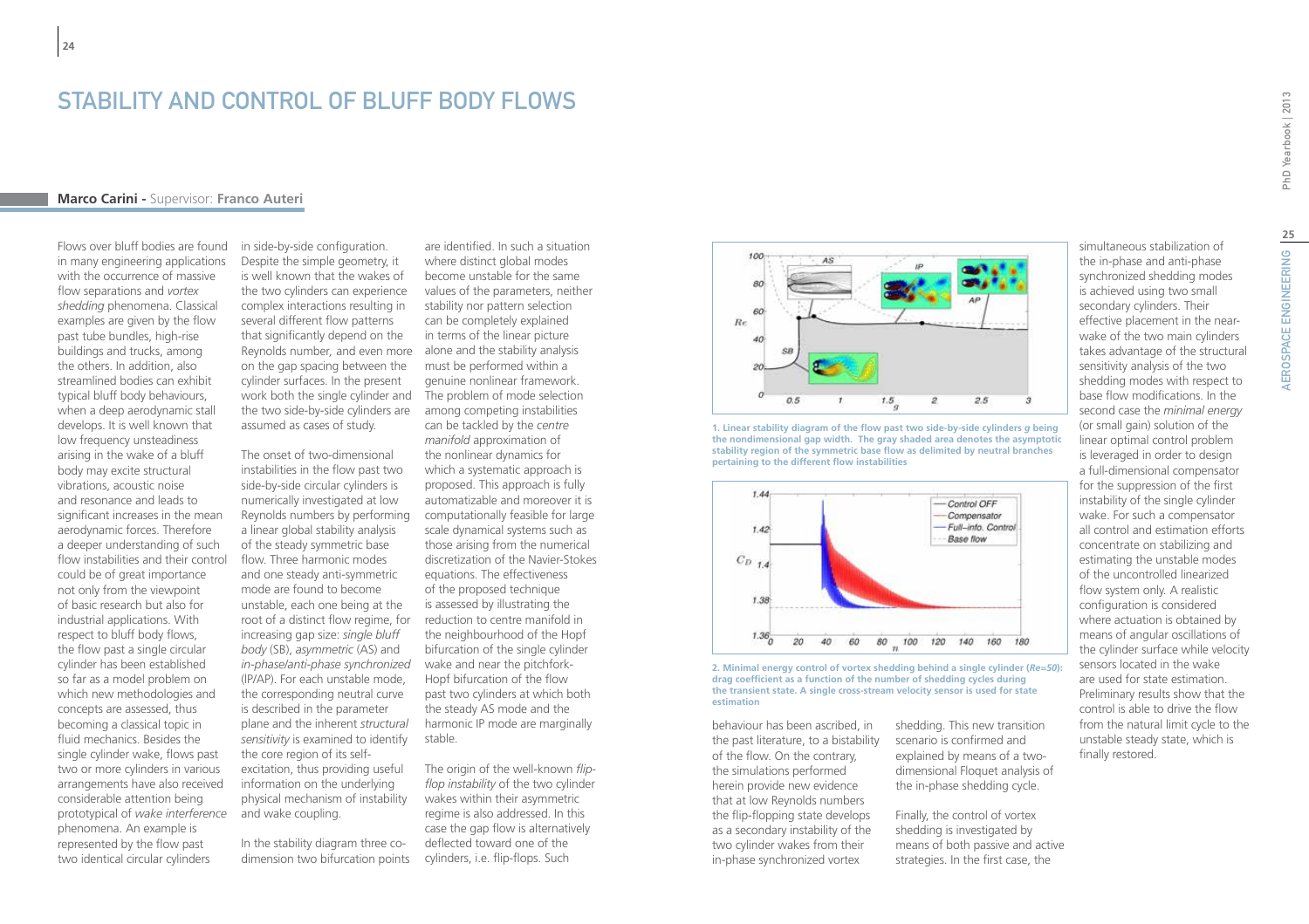# STABILITY AND CONTROL OF BLUFF BODY FLOWS

**Marco Carini -** Supervisor: **Franco Auteri**

Flows over bluff bodies are found in many engineering applications with the occurrence of massive flow separations and *vortex shedding* phenomena. Classical examples are given by the flow past tube bundles, high-rise buildings and trucks, among the others. In addition, also streamlined bodies can exhibit typical bluff body behaviours, when a deep aerodynamic stall develops. It is well known that low frequency unsteadiness arising in the wake of a bluff body may excite structural vibrations, acoustic noise and resonance and leads to significant increases in the mean aerodynamic forces. Therefore a deeper understanding of such flow instabilities and their control could be of great importance not only from the viewpoint of basic research but also for industrial applications. With respect to bluff body flows, the flow past a single circular cylinder has been established so far as a model problem on which new methodologies and concepts are assessed, thus becoming a classical topic in fluid mechanics. Besides the single cylinder wake, flows past two or more cylinders in various arrangements have also received considerable attention being prototypical of *wake interference* phenomena. An example is represented by the flow past two identical circular cylinders in side-by-side configuration. Despite the simple geometry, it is well known that the wakes of the two cylinders can experience complex interactions resulting in several different flow patterns that significantly depend on the Reynolds number, and even more on the gap spacing between the cylinder surfaces. In the present work both the single cylinder and the two side-by-side cylinders are assumed as cases of study.

The onset of two-dimensional instabilities in the flow past two side-by-side circular cylinders is numerically investigated at low Reynolds numbers by performing a linear global stability analysis of the steady symmetric base flow. Three harmonic modes and one steady anti-symmetric mode are found to become unstable, each one being at the root of a distinct flow regime, for increasing gap size: *single bluff body* (SB), *asymmetric* (AS) and *in-phase/anti-phase synchronized* (IP/AP). For each unstable mode, the corresponding neutral curve is described in the parameter plane and the inherent *structural sensitivity* is examined to identify the core region of its self-excitation, thus providing useful information on the underlying physical mechanism of instability and wake coupling.

In the stability diagram three co-dimension two bifurcation points are identified. In such a situation where distinct global modes become unstable for the same values of the parameters, neither stability nor pattern selection can be completely explained in terms of the linear picture alone and the stability analysis must be performed within a genuine nonlinear framework. The problem of mode selection among competing instabilities can be tackled by the *centre manifold* approximation of the nonlinear dynamics for which a systematic approach is proposed. This approach is fully automatizable and moreover it is computationally feasible for large scale dynamical systems such as those arising from the numerical discretization of the Navier-Stokes equations. The effectiveness of the proposed technique is assessed by illustrating the reduction to centre manifold in the neighbourhood of the Hopf bifurcation of the single cylinder wake and near the pitchfork-Hopf bifurcation of the flow past two cylinders at which both the steady AS mode and the harmonic IP mode are marginally stable.

The origin of the well-known *flip-flop instability* of the two cylinder wakes within their asymmetric regime is also addressed. In this case the gap flow is alternatively deflected toward one of the cylinders, i.e. flip-flops. Such behaviour has been ascribed, in the past literature, to a bistability of the flow. On the contrary, the simulations performed herein provide new evidence that at low Reynolds numbers the flip-flopping state develops as a secondary instability of the two cylinder wakes from their in-phase synchronized vortex shedding. This new transition scenario is confirmed and explained by means of a two-dimensional Floquet analysis of the in-phase shedding cycle.

Finally, the control of vortex shedding is investigated by means of both passive and active strategies. In the first case, the simultaneous stabilization of the in-phase and anti-phase synchronized shedding modes is achieved using two small secondary cylinders. Their effective placement in the near-wake of the two main cylinders takes advantage of the structural sensitivity analysis of the two shedding modes with respect to base flow modifications. In the second case the *minimal energy* (or small gain) solution of the linear optimal control problem is leveraged in order to design a full-dimensional compensator for the suppression of the first instability of the single cylinder wake. For such a compensator all control and estimation efforts concentrate on stabilizing and estimating the unstable modes of the uncontrolled linearized flow system only. A realistic configuration is considered where actuation is obtained by means of angular oscillations of the cylinder surface while velocity sensors located in the wake are used for state estimation. Preliminary results show that the control is able to drive the flow from the natural limit cycle to the unstable steady state, which is finally restored.

**1. Linear stability diagram of the flow past two side-by-side cylinders $g$ being the nondimensional gap width. The gray shaded area denotes the asymptotic stability region of the symmetric base flow as delimited by neutral branches pertaining to the different flow instabilities**

**2. Minimal energy control of vortex shedding behind a single cylinder (*Re=50*): drag coefficient as a function of the number of shedding cycles during the transient state. A single cross-stream velocity sensor is used for state estimation**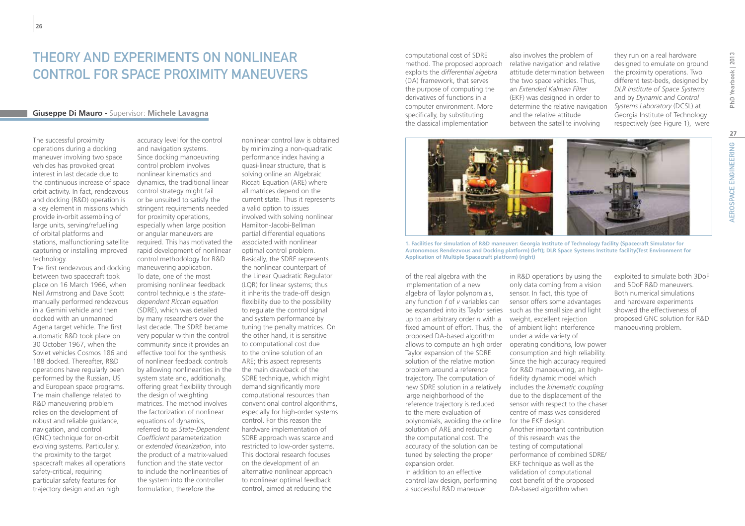# Theory and Experiments on Nonlinear Control for Space Proximity Maneuvers

**Giuseppe Di Mauro** - Supervisor: **Michele Lavagna**

The successful proximity operations during a docking maneuver involving two space vehicles has provoked great interest in last decade due to the continuous increase of space orbit activity. In fact, rendezvous and docking (R&D) operation is a key element in missions which provide in-orbit assembling of large units, serving/refuelling of orbital platforms and stations, malfunctioning satellite capturing or installing improved technology.

The first rendezvous and docking between two spacecraft took place on 16 March 1966, when Neil Armstrong and Dave Scott manually performed rendezvous in a Gemini vehicle and then docked with an unmanned Agena target vehicle. The first automatic R&D took place on 30 October 1967, when the Soviet vehicles Cosmos 186 and 188 docked. Thereafter, R&D operations have regularly been performed by the Russian, US and European space programs. The main challenge related to R&D maneuvering problem relies on the development of robust and reliable guidance, navigation, and control (GNC) technique for on-orbit evolving systems. Particularly, the proximity to the target spacecraft makes all operations safety-critical, requiring particular safety features for trajectory design and an high accuracy level for the control and navigation systems. Since docking manoeuvring control problem involves nonlinear kinematics and dynamics, the traditional linear control strategy might fail or be unsuited to satisfy the stringent requirements needed for proximity operations, especially when large position or angular maneuvers are required. This has motivated the rapid development of nonlinear control methodology for R&D maneuvering application.

To date, one of the most promising nonlinear feedback control technique is the *state-dependent Riccati equation* (SDRE), which was detailed by many researchers over the last decade. The SDRE became very popular within the control community since it provides an effective tool for the synthesis of nonlinear feedback controls by allowing nonlinearities in the system state and, additionally, offering great flexibility through the design of weighting matrices. The method involves the factorization of nonlinear equations of dynamics, referred to as *State-Dependent Coefficient* parameterization or *extended linearization*, into the product of a matrix-valued function and the state vector to include the nonlinearities of the system into the controller formulation; therefore the nonlinear control law is obtained by minimizing a non-quadratic performance index having a quasi-linear structure, that is solving online an Algebraic Riccati Equation (ARE) where all matrices depend on the current state. Thus it represents a valid option to issues involved with solving nonlinear Hamilton-Jacobi-Bellman partial differential equations associated with nonlinear optimal control problem. Basically, the SDRE represents the nonlinear counterpart of the Linear Quadratic Regulator (LQR) for linear systems; thus it inherits the trade-off design flexibility due to the possibility to regulate the control signal and system performance by tuning the penalty matrices. On the other hand, it is sensitive to computational cost due to the online solution of an ARE; this aspect represents the main drawback of the SDRE technique, which might demand significantly more computational resources than conventional control algorithms, especially for high-order systems control. For this reason the hardware implementation of SDRE approach was scarce and restricted to low-order systems. This doctoral research focuses on the development of an alternative nonlinear approach to nonlinear optimal feedback control, aimed at reducing the computational cost of SDRE method. The proposed approach exploits the *differential algebra* (DA) framework, that serves the purpose of computing the derivatives of functions in a computer environment. More specifically, by substituting the classical implementation of the real algebra with the implementation of a new algebra of Taylor polynomials, any function $f$ of $v$ variables can be expanded into its Taylor series up to an arbitrary order $n$ with a fixed amount of effort. Thus, the proposed DA-based algorithm allows to compute an high order Taylor expansion of the SDRE solution of the relative motion problem around a reference trajectory. The computation of new SDRE solution in a relatively large neighborhood of the reference trajectory is reduced to the mere evaluation of polynomials, avoiding the online solution of ARE and reducing the computational cost. The accuracy of the solution can be tuned by selecting the proper expansion order.

In addition to an effective control law design, performing a successful R&D maneuver also involves the problem of relative navigation and relative attitude determination between the two space vehicles. Thus, an *Extended Kalman Filter* (EKF) was designed in order to determine the relative navigation and the relative attitude between the satellite involving in R&D operations by using the only data coming from a vision sensor. In fact, this type of sensor offers some advantages such as the small size and light weight, excellent rejection of ambient light interference under a wide variety of operating conditions, low power consumption and high reliability. Since the high accuracy required for R&D manoeuvring, an high-fidelity dynamic model which includes the *kinematic coupling* due to the displacement of the sensor with respect to the chaser centre of mass was considered for the EKF design.

Another important contribution of this research was the testing of computational performance of combined SDRE/EKF technique as well as the validation of computational cost benefit of the proposed DA-based algorithm when they run on a real hardware designed to emulate on ground the proximity operations. Two different test-beds, designed by *DLR Institute of Space Systems* and by *Dynamic and Control Systems Laboratory* (DCSL) at Georgia Institute of Technology respectively (see Figure 1), were exploited to simulate both 3DoF and 5DoF R&D maneuvers. Both numerical simulations and hardware experiments showed the effectiveness of proposed GNC solution for R&D manoeuvring problem.

**1. Facilities for simulation of R&D maneuver: Georgia Institute of Technology facility (Spacecraft Simulator for Autonomous Rendezvous and Docking platform) (left); DLR Space Systems Institute facility(Test Environment for Application of Multiple Spacecraft platform) (right)**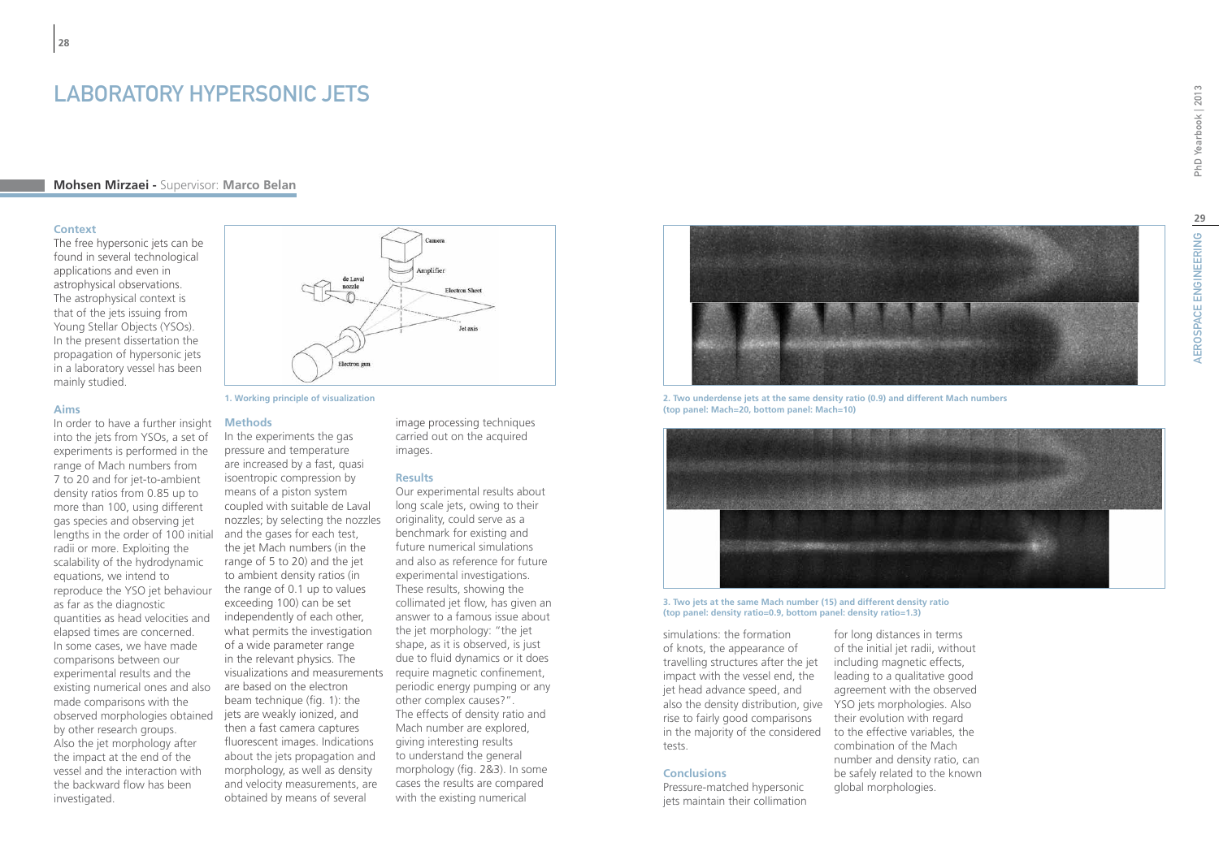# LABORATORY HYPERSONIC JETS

**Mohsen Mirzaei -** Supervisor: **Marco Belan**

### Context

The free hypersonic jets can be found in several technological applications and even in astrophysical observations. The astrophysical context is that of the jets issuing from Young Stellar Objects (YSOs). In the present dissertation the propagation of hypersonic jets in a laboratory vessel has been mainly studied.

### Aims

In order to have a further insight into the jets from YSOs, a set of experiments is performed in the range of Mach numbers from 7 to 20 and for jet-to-ambient density ratios from 0.85 up to more than 100, using different gas species and observing jet lengths in the order of 100 initial radii or more. Exploiting the scalability of the hydrodynamic equations, we intend to reproduce the YSO jet behaviour as far as the diagnostic quantities as head velocities and elapsed times are concerned. In some cases, we have made comparisons between our experimental results and the existing numerical ones and also made comparisons with the observed morphologies obtained by other research groups. Also the jet morphology after the impact at the end of the vessel and the interaction with the backward flow has been investigated.

1. Working principle of visualization

### Methods

In the experiments the gas pressure and temperature are increased by a fast, quasi isentropic compression by means of a piston system coupled with suitable de Laval nozzles; by selecting the nozzles and the gases for each test, the jet Mach numbers (in the range of 5 to 20) and the jet to ambient density ratios (in the range of 0.1 up to values exceeding 100) can be set independently of each other, what permits the investigation of a wide parameter range in the relevant physics. The visualizations and measurements are based on the electron beam technique (fig. 1): the jets are weakly ionized, and then a fast camera captures fluorescent images. Indications about the jets propagation and morphology, as well as density and velocity measurements, are obtained by means of several image processing techniques carried out on the acquired images.

### Results

Our experimental results about long scale jets, owing to their originality, could serve as a benchmark for existing and future numerical simulations and also as reference for future experimental investigations. These results, showing the collimated jet flow, has given an answer to a famous issue about the jet morphology: "the jet shape, as it is observed, is just due to fluid dynamics or it does require magnetic confinement, periodic energy pumping or any other complex causes?". The effects of density ratio and Mach number are explored, giving interesting results to understand the general morphology (fig. 2&3). In some cases the results are compared with the existing numerical simulations: the formation of knots, the appearance of travelling structures after the jet impact with the vessel end, the jet head advance speed, and also the density distribution, give rise to fairly good comparisons in the majority of the considered tests.

2. Two underdense jets at the same density ratio (0.9) and different Mach numbers (top panel: Mach=20, bottom panel: Mach=10)

3. Two jets at the same Mach number (15) and different density ratio (top panel: density ratio=0.9, bottom panel: density ratio=1.3)

### Conclusions

Pressure-matched hypersonic jets maintain their collimation for long distances in terms of the initial jet radii, without including magnetic effects, leading to a qualitative good agreement with the observed YSO jets morphologies. Also their evolution with regard to the effective variables, the combination of the Mach number and density ratio, can be safely related to the known global morphologies.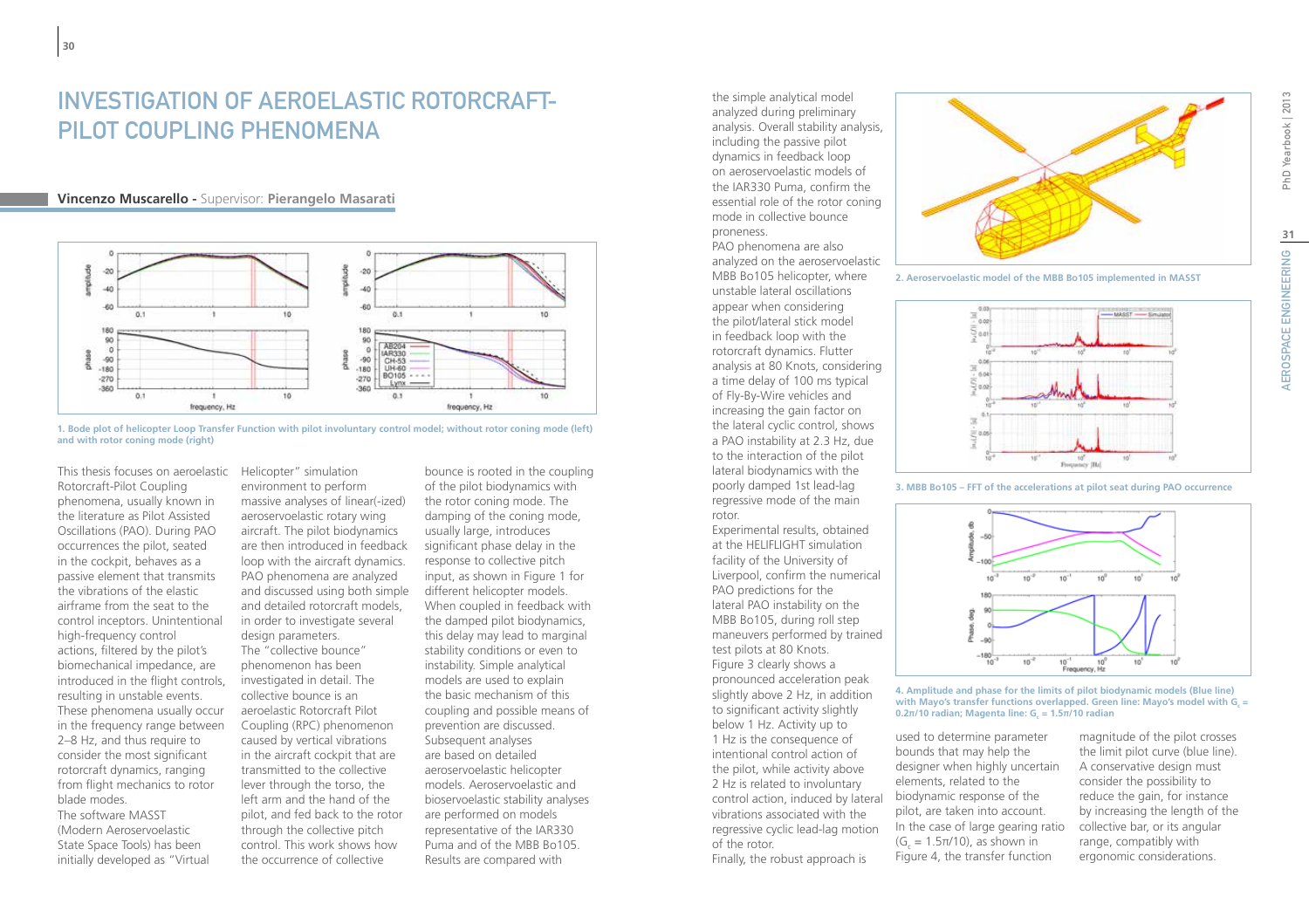# INVESTIGATION OF AEROELASTIC ROTORCRAFT-PILOT COUPLING PHENOMENA

**Vincenzo Muscarello -** Supervisor: **Pierangelo Masarati**

**1. Bode plot of helicopter Loop Transfer Function with pilot involuntary control model; without rotor coning mode (left) and with rotor coning mode (right)**

This thesis focuses on aeroelastic Rotorcraft-Pilot Coupling phenomena, usually known in the literature as Pilot Assisted Oscillations (PAO). During PAO occurrences the pilot, seated in the cockpit, behaves as a passive element that transmits the vibrations of the elastic airframe from the seat to the control inceptors. Unintentional high-frequency control actions, filtered by the pilot's biomechanical impedance, are introduced in the flight controls, resulting in unstable events. These phenomena usually occur in the frequency range between 2–8 Hz, and thus require to consider the most significant rotorcraft dynamics, ranging from flight mechanics to rotor blade modes.

The software MASST (Modern Aeroservoelastic State Space Tools) has been initially developed as "Virtual Helicopter" simulation environment to perform massive analyses of linear(-ized) aeroservoelastic rotary wing aircraft. The pilot biodynamics are then introduced in feedback loop with the aircraft dynamics. PAO phenomena are analyzed and discussed using both simple and detailed rotorcraft models, in order to investigate several design parameters.

The "collective bounce" phenomenon has been investigated in detail. The collective bounce is an aeroelastic Rotorcraft Pilot Coupling (RPC) phenomenon caused by vertical vibrations in the aircraft cockpit that are transmitted to the collective lever through the torso, the left arm and the hand of the pilot, and fed back to the rotor through the collective pitch control. This work shows how the occurrence of collective bounce is rooted in the coupling of the pilot biodynamics with the rotor coning mode. The damping of the coning mode, usually large, introduces significant phase delay in the response to collective pitch input, as shown in Figure 1 for different helicopter models. When coupled in feedback with the damped pilot biodynamics, this delay may lead to marginal stability conditions or even to instability. Simple analytical models are used to explain the basic mechanism of this coupling and possible means of prevention are discussed.

Subsequent analyses are based on detailed aeroservoelastic helicopter models. Aeroelastic and bioservoelastic stability analyses are performed on models representative of the IAR330 Puma and of the MBB Bo105. Results are compared with the simple analytical model analyzed during preliminary analysis. Overall stability analysis, including the passive pilot dynamics in feedback loop on aeroservoelastic models of the IAR330 Puma, confirm the essential role of the rotor coning mode in collective bounce proneness.

PAO phenomena are also analyzed on the aeroservoelastic MBB Bo105 helicopter, where unstable lateral oscillations appear when considering the pilot/lateral stick model in feedback loop with the rotorcraft dynamics. Flutter analysis at 80 Knots, considering a time delay of 100 ms typical of Fly-By-Wire vehicles and increasing the gain factor on the lateral cyclic control, shows a PAO instability at 2.3 Hz, due to the interaction of the pilot lateral biodynamics with the poorly damped 1st lead-lag regressive mode of the main rotor.

Experimental results, obtained at the HELIFLIGHT simulation facility of the University of Liverpool, confirm the numerical PAO predictions for the lateral PAO instability on the MBB Bo105, during roll step maneuvers performed by trained test pilots at 80 Knots.

Figure 3 clearly shows a pronounced acceleration peak slightly above 2 Hz, in addition to significant activity slightly below 1 Hz. Activity up to 1 Hz is the consequence of intentional control action of the pilot, while activity above 2 Hz is related to involuntary control action, induced by lateral vibrations associated with the regressive cyclic lead-lag motion of the rotor.

Finally, the robust approach is used to determine parameter bounds that may help the designer when highly uncertain elements, related to the biodynamic response of the pilot, are taken into account. In the case of large gearing ratio ($G_c = 1.5\pi/10$), as shown in Figure 4, the transfer function magnitude of the pilot crosses the limit pilot curve (blue line). A conservative design must consider the possibility to reduce the gain, for instance by increasing the length of the collective bar, or its angular range, compatibly with ergonomic considerations.

**2. Aeroservoelastic model of the MBB Bo105 implemented in MASST**

**3. MBB Bo105 – FFT of the accelerations at pilot seat during PAO occurrence**

**4. Amplitude and phase for the limits of pilot biodynamic models (Blue line) with Mayo's transfer functions overlapped. Green line: Mayo's model with $G_c$ = 0.2π/10 radian; Magenta line: $G_c$ = 1.5π/10 radian**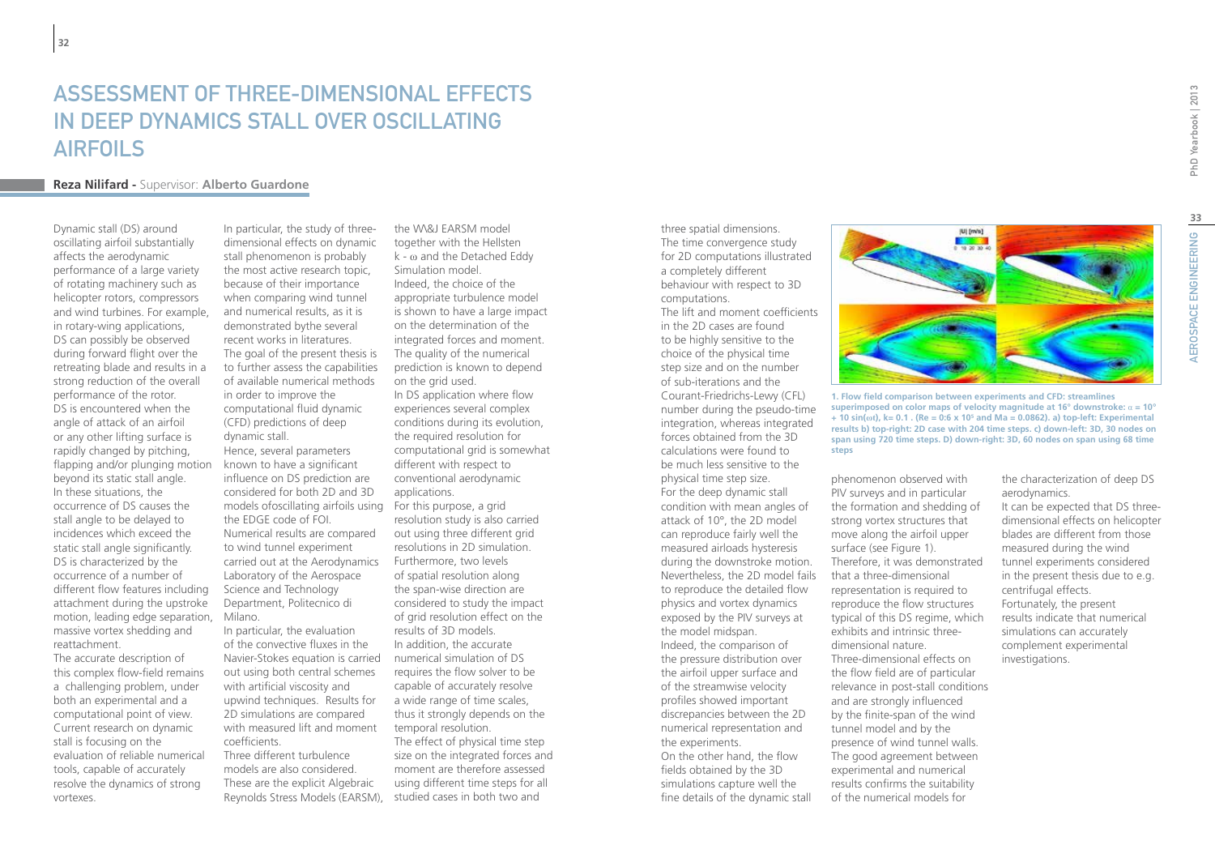# ASSESSMENT OF THREE-DIMENSIONAL EFFECTS IN DEEP DYNAMICS STALL OVER OSCILLATING AIRFOILS

**Reza Nilifard** - Supervisor: **Alberto Guardone**

Dynamic stall (DS) around oscillating airfoil substantially affects the aerodynamic performance of a large variety of rotating machinery such as helicopter rotors, compressors and wind turbines. For example, in rotary-wing applications, DS can possibly be observed during forward flight over the retreating blade and results in a strong reduction of the overall performance of the rotor. DS is encountered when the angle of attack of an airfoil or any other lifting surface is rapidly changed by pitching, flapping and/or plunging motion beyond its static stall angle. In these situations, the occurrence of DS causes the stall angle to be delayed to incidences which exceed the static stall angle significantly. DS is characterized by the occurrence of a number of different flow features including attachment during the upstroke motion, leading edge separation, massive vortex shedding and reattachment.

The accurate description of this complex flow-field remains a challenging problem, under both an experimental and a computational point of view. Current research on dynamic stall is focusing on the evaluation of reliable numerical tools, capable of accurately resolve the dynamics of strong vortexes.

In particular, the study of three-dimensional effects on dynamic stall phenomenon is probably the most active research topic, because of their importance when comparing wind tunnel and numerical results, as it is demonstrated bythe several recent works in literatures. The goal of the present thesis is to further assess the capabilities of available numerical methods in order to improve the computational fluid dynamic (CFD) predictions of deep dynamic stall.

Hence, several parameters known to have a significant influence on DS prediction are considered for both 2D and 3D models ofoscillating airfoils using the EDGE code of FOI. Numerical results are compared to wind tunnel experiment carried out at the Aerodynamics Laboratory of the Aerospace Science and Technology Department, Politecnico di Milano.

In particular, the evaluation of the convective fluxes in the Navier-Stokes equation is carried out using both central schemes with artificial viscosity and upwind techniques. Results for 2D simulations are compared with measured lift and moment coefficients.

Three different turbulence models are also considered. These are the explicit Algebraic Reynolds Stress Models (EARSM), the W\&J EARSM model together with the Hellsten $k$ - $\omega$ and the Detached Eddy Simulation model.

Indeed, the choice of the appropriate turbulence model is shown to have a large impact on the determination of the integrated forces and moment. The quality of the numerical prediction is known to depend on the grid used.

In DS application where flow experiences several complex conditions during its evolution, the required resolution for computational grid is somewhat different with respect to conventional aerodynamic applications.

For this purpose, a grid resolution study is also carried out using three different grid resolutions in 2D simulation. Furthermore, two levels of spatial resolution along the span-wise direction are considered to study the impact of grid resolution effect on the results of 3D models.

In addition, the accurate numerical simulation of DS requires the flow solver to be capable of accurately resolve a wide range of time scales, thus it strongly depends on the temporal resolution.

The effect of physical time step size on the integrated forces and moment are therefore assessed using different time steps for all studied cases in both two and three spatial dimensions.

The time convergence study for 2D computations illustrated a completely different behaviour with respect to 3D computations.

The lift and moment coefficients in the 2D cases are found to be highly sensitive to the choice of the physical time step size and on the number of sub-iterations and the Courant-Friedrichs-Lewy (CFL) number during the pseudo-time integration, whereas integrated forces obtained from the 3D calculations were found to be much less sensitive to the physical time step size.

For the deep dynamic stall condition with mean angles of attack of 10°, the 2D model can reproduce fairly well the measured airloads hysteresis during the downstroke motion. Nevertheless, the 2D model fails to reproduce the detailed flow physics and vortex dynamics exposed by the PIV surveys at the model midspan.

Indeed, the comparison of the pressure distribution over the airfoil upper surface and of the streamwise velocity profiles showed important discrepancies between the 2D numerical representation and the experiments.

On the other hand, the flow fields obtained by the 3D simulations capture well the fine details of the dynamic stall phenomenon observed with PIV surveys and in particular the formation and shedding of strong vortex structures that move along the airfoil upper surface (see Figure 1).

**1. Flow field comparison between experiments and CFD: streamlines superimposed on color maps of velocity magnitude at 16° downstroke: $\alpha = 10° + 10 \sin(\omega t)$, $k = 0.1$. ($Re = 0.6 \times 10^5$ and $Ma = 0.0862$). a) top-left: Experimental results b) top-right: 2D case with 204 time steps. c) down-left: 3D, 30 nodes on span using 720 time steps. D) down-right: 3D, 60 nodes on span using 68 time steps**

Therefore, it was demonstrated that a three-dimensional representation is required to reproduce the flow structures typical of this DS regime, which exhibits and intrinsic three-dimensional nature.

Three-dimensional effects on the flow field are of particular relevance in post-stall conditions and are strongly influenced by the finite-span of the wind tunnel model and by the presence of wind tunnel walls. The good agreement between experimental and numerical results confirms the suitability of the numerical models for the characterization of deep DS aerodynamics.

It can be expected that DS three-dimensional effects on helicopter blades are different from those measured during the wind tunnel experiments considered in the present thesis due to e.g. centrifugal effects.

Fortunately, the present results indicate that numerical simulations can accurately complement experimental investigations.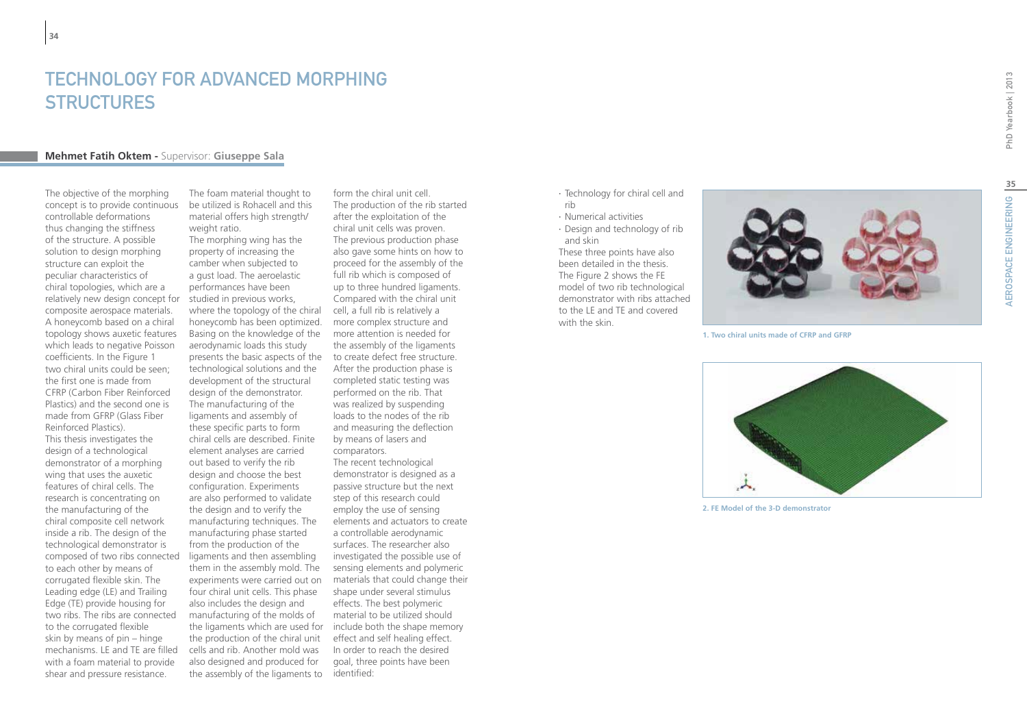# TECHNOLOGY FOR ADVANCED MORPHING STRUCTURES

**Mehmet Fatih Oktem** - Supervisor: **Giuseppe Sala**

The objective of the morphing concept is to provide continuous controllable deformations thus changing the stiffness of the structure. A possible solution to design morphing structure can exploit the peculiar characteristics of chiral topologies, which are a relatively new design concept for composite aerospace materials. A honeycomb based on a chiral topology shows auxetic features which leads to negative Poisson coefficients. In the Figure 1 two chiral units could be seen; the first one is made from CFRP (Carbon Fiber Reinforced Plastics) and the second one is made from GFRP (Glass Fiber Reinforced Plastics).

This thesis investigates the design of a technological demonstrator of a morphing wing that uses the auxetic features of chiral cells. The research is concentrating on the manufacturing of the chiral composite cell network inside a rib. The design of the technological demonstrator is composed of two ribs connected to each other by means of corrugated flexible skin. The Leading edge (LE) and Trailing Edge (TE) provide housing for two ribs. The ribs are connected to the corrugated flexible skin by means of pin – hinge mechanisms. LE and TE are filled with a foam material to provide shear and pressure resistance. The foam material thought to be utilized is Rohacell and this material offers high strength/weight ratio.

The morphing wing has the property of increasing the camber when subjected to a gust load. The aeroelastic performances have been studied in previous works, where the topology of the chiral honeycomb has been optimized. Basing on the knowledge of the aerodynamic loads this study presents the basic aspects of the technological solutions and the development of the structural design of the demonstrator. The manufacturing of the ligaments and assembly of these specific parts to form chiral cells are described. Finite element analyses are carried out based to verify the rib design and choose the best configuration. Experiments are also performed to validate the design and to verify the manufacturing techniques. The manufacturing phase started from the production of the ligaments and then assembling them in the assembly mold. The experiments were carried out on four chiral unit cells. This phase also includes the design and manufacturing of the molds of the ligaments which are used for the production of the chiral unit cells and rib. Another mold was also designed and produced for the assembly of the ligaments to form the chiral unit cell.

The production of the rib started after the exploitation of the chiral unit cells was proven. The previous production phase also gave some hints on how to proceed for the assembly of the full rib which is composed of up to three hundred ligaments. Compared with the chiral unit cell, a full rib is relatively a more complex structure and more attention is needed for the assembly of the ligaments to create defect free structure. After the production phase is completed static testing was performed on the rib. That was realized by suspending loads to the nodes of the rib and measuring the deflection by means of lasers and comparators.

The recent technological demonstrator is designed as a passive structure but the next step of this research could employ the use of sensing elements and actuators to create a controllable aerodynamic surfaces. The researcher also investigated the possible use of sensing elements and polymeric materials that could change their shape under several stimulus effects. The best polymeric material to be utilized should include both the shape memory effect and self healing effect.

In order to reach the desired goal, three points have been identified:

- Technology for chiral cell and rib
- Numerical activities
- Design and technology of rib and skin

These three points have also been detailed in the thesis. The Figure 2 shows the FE model of two rib technological demonstrator with ribs attached to the LE and TE and covered with the skin.

**1. Two chiral units made of CFRP and GFRP**

**2. FE Model of the 3-D demonstrator**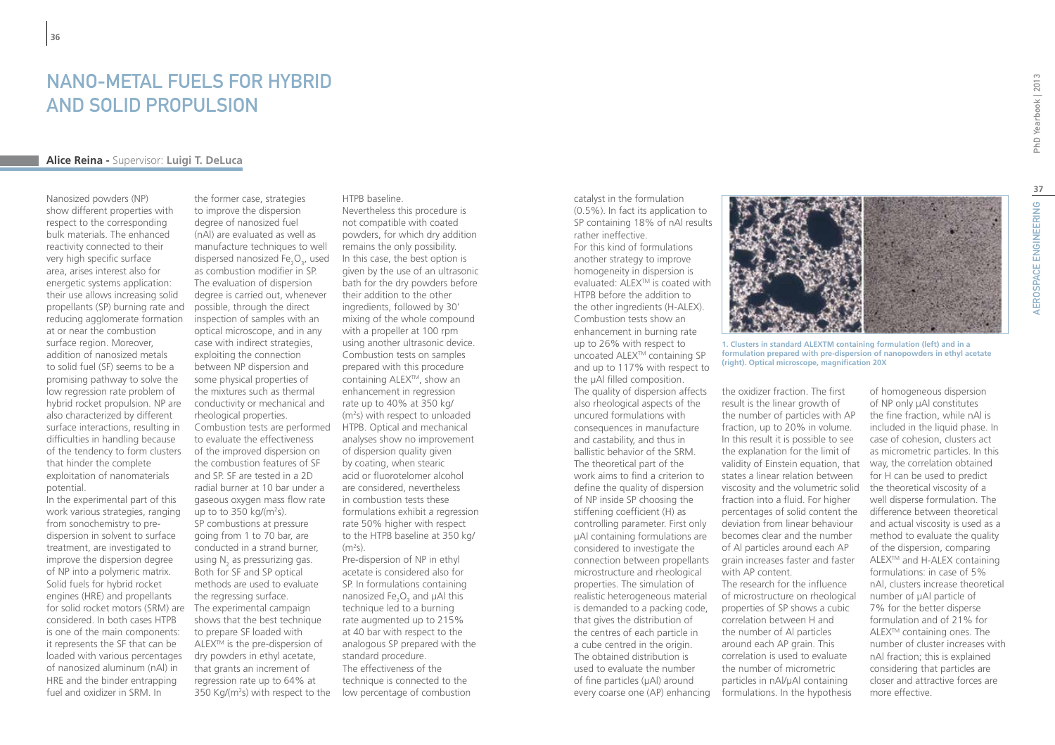# NANO-METAL FUELS FOR HYBRID AND SOLID PROPULSION

**Alice Reina -** Supervisor: **Luigi T. DeLuca**

Nanosized powders (NP) show different properties with respect to the corresponding bulk materials. The enhanced reactivity connected to their very high specific surface area, arises interest also for energetic systems application: their use allows increasing solid propellants (SP) burning rate and reducing agglomerate formation at or near the combustion surface region. Moreover, addition of nanosized metals to solid fuel (SF) seems to be a promising pathway to solve the low regression rate problem of hybrid rocket propulsion. NP are also characterized by different surface interactions, resulting in difficulties in handling because of the tendency to form clusters that hinder the complete exploitation of nanomaterials potential.

In the experimental part of this work various strategies, ranging from sonochemistry to pre-dispersion in solvent to surface treatment, are investigated to improve the dispersion degree of NP into a polymeric matrix. Solid fuels for hybrid rocket engines (HRE) and propellants for solid rocket motors (SRM) are considered. In both cases HTPB is one of the main components: it represents the SF that can be loaded with various percentages of nanosized aluminum (nAl) in HRE and the binder entrapping fuel and oxidizer in SRM. In the former case, strategies to improve the dispersion degree of nanosized fuel (nAl) are evaluated as well as manufacture techniques to well dispersed nanosized $Fe_2O_3$, used as combustion modifier in SP. The evaluation of dispersion degree is carried out, whenever possible, through the direct inspection of samples with an optical microscope, and in any case with indirect strategies, exploiting the connection between NP dispersion and some physical properties of the mixtures such as thermal conductivity or mechanical and rheological properties. Combustion tests are performed to evaluate the effectiveness of the improved dispersion on the combustion features of SF and SP. SF are tested in a 2D radial burner at 10 bar under a gaseous oxygen mass flow rate up to to 350 kg/(m²s). SP combustions at pressure going from 1 to 70 bar, are conducted in a strand burner, using $N_2$ as pressurizing gas. Both for SF and SP optical methods are used to evaluate the regressing surface.

The experimental campaign shows that the best technique to prepare SF loaded with ALEX™ is the pre-dispersion of dry powders in ethyl acetate, that grants an increment of regression rate up to 64% at 350 Kg/(m²s) with respect to the HTPB baseline.

Nevertheless this procedure is not compatible with coated powders, for which dry addition remains the only possibility. In this case, the best option is given by the use of an ultrasonic bath for the dry powders before their addition to the other ingredients, followed by 30' mixing of the whole compound with a propeller at 100 rpm using another ultrasonic device. Combustion tests on samples prepared with this procedure containing ALEX™, show an enhancement in regression rate up to 40% at 350 kg/(m²s) with respect to unloaded HTPB. Optical and mechanical analyses show no improvement of dispersion quality given by coating, when stearic acid or fluorotelomer alcohol are considered, nevertheless in combustion tests these formulations exhibit a regression rate 50% higher with respect to the HTPB baseline at 350 kg/(m²s).

Pre-dispersion of NP in ethyl acetate is considered also for SP. In formulations containing nanosized $Fe_2O_3$ and µAl this technique led to a burning rate augmented up to 215% at 40 bar with respect to the analogous SP prepared with the standard procedure.

The effectiveness of the technique is connected to the low percentage of combustion catalyst in the formulation (0.5%). In fact its application to SP containing 18% of nAl results rather ineffective.

For this kind of formulations another strategy to improve homogeneity in dispersion is evaluated: ALEX™ is coated with HTPB before the addition to the other ingredients (H-ALEX). Combustion tests show an enhancement in burning rate up to 26% with respect to uncoated ALEX™ containing SP and up to 117% with respect to the µAl filled composition.

The quality of dispersion affects also rheological aspects of the uncured formulations with consequences in manufacture and castability, and thus in ballistic behavior of the SRM. The theoretical part of the work aims to find a criterion to define the quality of dispersion of NP inside SP choosing the stiffening coefficient (H) as controlling parameter. First only µAl containing formulations are considered to investigate the connection between propellants microstructure and rheological properties. The simulation of realistic heterogeneous material is demanded to a packing code, that gives the distribution of the centres of each particle in a cube centred in the origin. The obtained distribution is used to evaluate the number of fine particles (µAl) around every coarse one (AP) enhancing the oxidizer fraction. The first result is the linear growth of the number of particles with AP fraction, up to 20% in volume. In this result it is possible to see the explanation for the limit of validity of Einstein equation, that states a linear relation between viscosity and the volumetric solid fraction into a fluid. For higher percentages of solid content the deviation from linear behaviour becomes clear and the number of Al particles around each AP grain increases faster and faster with AP content.

The research for the influence of microstructure on rheological properties of SP shows a cubic correlation between H and the number of Al particles around each AP grain. This correlation is used to evaluate the number of micrometric particles in nAl/µAl containing formulations. In the hypothesis of homogeneous dispersion of NP only µAl constitutes the fine fraction, while nAl is included in the liquid phase. In case of cohesion, clusters act as micrometric particles. In this way, the correlation obtained for H can be used to predict the theoretical viscosity of a well disperse formulation. The difference between theoretical and actual viscosity is used as a method to evaluate the quality of the dispersion, comparing ALEX™ and H-ALEX containing formulations: in case of 5% nAl, clusters increase theoretical number of µAl particle of 7% for the better disperse formulation and of 21% for ALEX™ containing ones. The number of cluster increases with nAl fraction; this is explained considering that particles are closer and attractive forces are more effective.

1. Clusters in standard ALEXTM containing formulation (left) and in a formulation prepared with pre-dispersion of nanopowders in ethyl acetate (right). Optical microscope, magnification 20X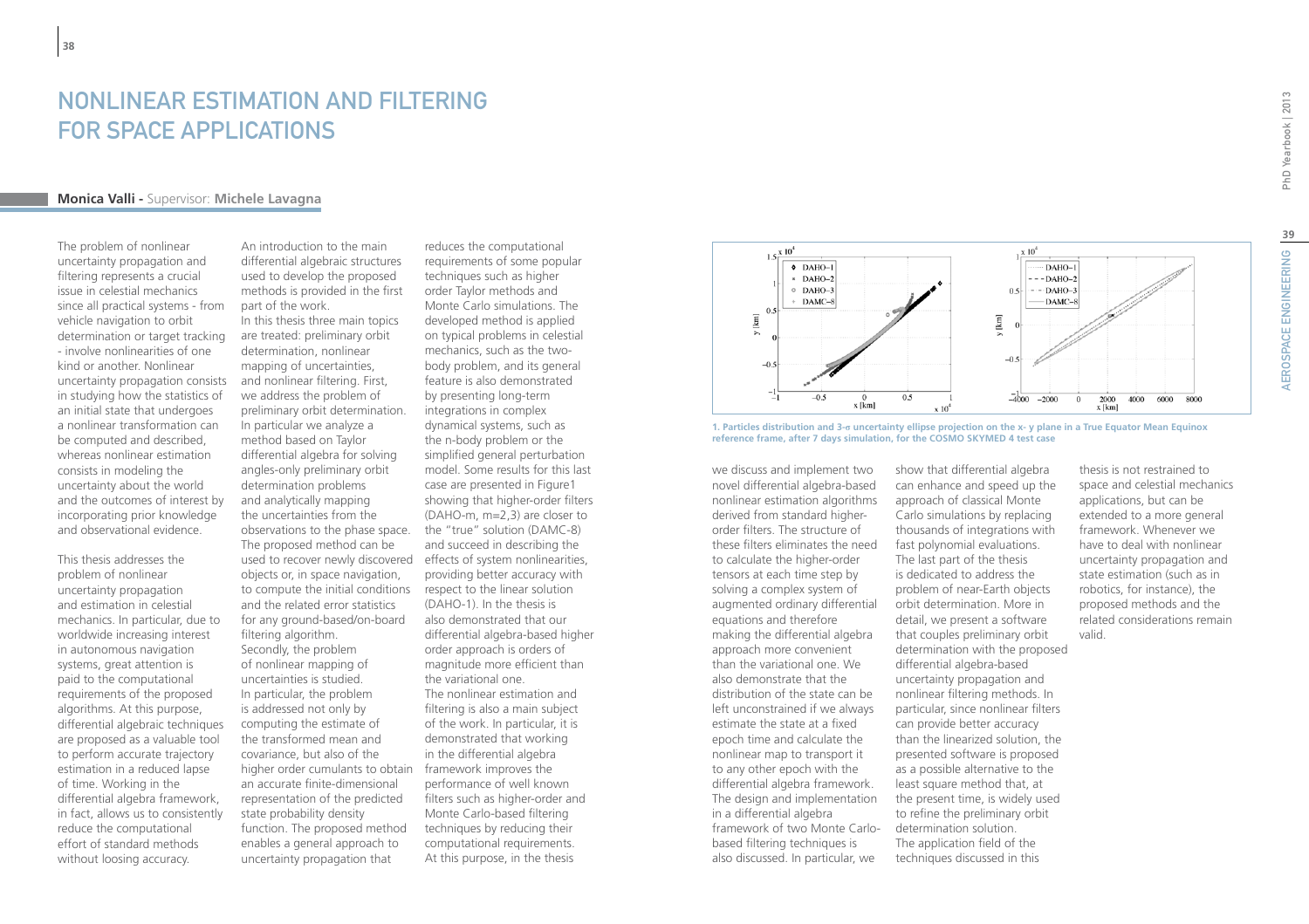# NONLINEAR ESTIMATION AND FILTERING FOR SPACE APPLICATIONS

**Monica Valli -** Supervisor: **Michele Lavagna**

The problem of nonlinear uncertainty propagation and filtering represents a crucial issue in celestial mechanics since all practical systems - from vehicle navigation to orbit determination or target tracking - involve nonlinearities of one kind or another. Nonlinear uncertainty propagation consists in studying how the statistics of an initial state that undergoes a nonlinear transformation can be computed and described, whereas nonlinear estimation consists in modeling the uncertainty about the world and the outcomes of interest by incorporating prior knowledge and observational evidence.

This thesis addresses the problem of nonlinear uncertainty propagation and estimation in celestial mechanics. In particular, due to worldwide increasing interest in autonomous navigation systems, great attention is paid to the computational requirements of the proposed algorithms. At this purpose, differential algebraic techniques are proposed as a valuable tool to perform accurate trajectory estimation in a reduced lapse of time. Working in the differential algebra framework, in fact, allows us to consistently reduce the computational effort of standard methods without loosing accuracy.

An introduction to the main differential algebraic structures used to develop the proposed methods is provided in the first part of the work.

In this thesis three main topics are treated: preliminary orbit determination, nonlinear mapping of uncertainties, and nonlinear filtering. First, we address the problem of preliminary orbit determination. In particular we analyze a method based on Taylor differential algebra for solving angles-only preliminary orbit determination problems and analytically mapping the uncertainties from the observations to the phase space. The proposed method can be used to recover newly discovered objects or, in space navigation, to compute the initial conditions and the related error statistics for any ground-based/on-board filtering algorithm.

Secondly, the problem of nonlinear mapping of uncertainties is studied. In particular, the problem is addressed not only by computing the estimate of the transformed mean and covariance, but also of the higher order cumulants to obtain an accurate finite-dimensional representation of the predicted state probability density function. The proposed method enables a general approach to uncertainty propagation that reduces the computational requirements of some popular techniques such as higher order Taylor methods and Monte Carlo simulations. The developed method is applied on typical problems in celestial mechanics, such as the two-body problem, and its general feature is also demonstrated by presenting long-term integrations in complex dynamical systems, such as the n-body problem or the simplified general perturbation model. Some results for this last case are presented in Figure1 showing that higher-order filters (DAHO-m, m=2,3) are closer to the "true" solution (DAMC-8) and succeed in describing the effects of system nonlinearities, providing better accuracy with respect to the linear solution (DAHO-1). In the thesis is also demonstrated that our differential algebra-based higher order approach is orders of magnitude more efficient than the variational one.

The nonlinear estimation and filtering is also a main subject of the work. In particular, it is demonstrated that working in the differential algebra framework improves the performance of well known filters such as higher-order and Monte Carlo-based filtering techniques by reducing their computational requirements. At this purpose, in the thesis we discuss and implement two novel differential algebra-based nonlinear estimation algorithms derived from standard higher-order filters. The structure of these filters eliminates the need to calculate the higher-order tensors at each time step by solving a complex system of augmented ordinary differential equations and therefore making the differential algebra approach more convenient than the variational one. We also demonstrate that the distribution of the state can be left unconstrained if we always estimate the state at a fixed epoch time and calculate the nonlinear map to transport it to any other epoch with the differential algebra framework. The design and implementation in a differential algebra framework of two Monte Carlo-based filtering techniques is also discussed. In particular, we show that differential algebra can enhance and speed up the approach of classical Monte Carlo simulations by replacing thousands of integrations with fast polynomial evaluations.

The last part of the thesis is dedicated to address the problem of near-Earth objects orbit determination. More in detail, we present a software that couples preliminary orbit determination with the proposed differential algebra-based uncertainty propagation and nonlinear filtering methods. In particular, since nonlinear filters can provide better accuracy than the linearized solution, the presented software is proposed as a possible alternative to the least square method that, at the present time, is widely used to refine the preliminary orbit determination solution.

The application field of the techniques discussed in this thesis is not restrained to space and celestial mechanics applications, but can be extended to a more general framework. Whenever we have to deal with nonlinear uncertainty propagation and state estimation (such as in robotics, for instance), the proposed methods and the related considerations remain valid.

1.5 x 10^4
DAHO-1
DAHO-2
DAHO-3
DAMC-8
y [km]
x [km]
x 10^4
−1 −0.5 0 0.5 1

1 x 10^4
DAHO-1
DAHO-2
DAHO-3
DAMC-8
y [km]
x [km]
−4000 −2000 0 2000 4000 6000 8000

**1. Particles distribution and 3-σ uncertainty ellipse projection on the x- y plane in a True Equator Mean Equinox reference frame, after 7 days simulation, for the COSMO SKYMED 4 test case**